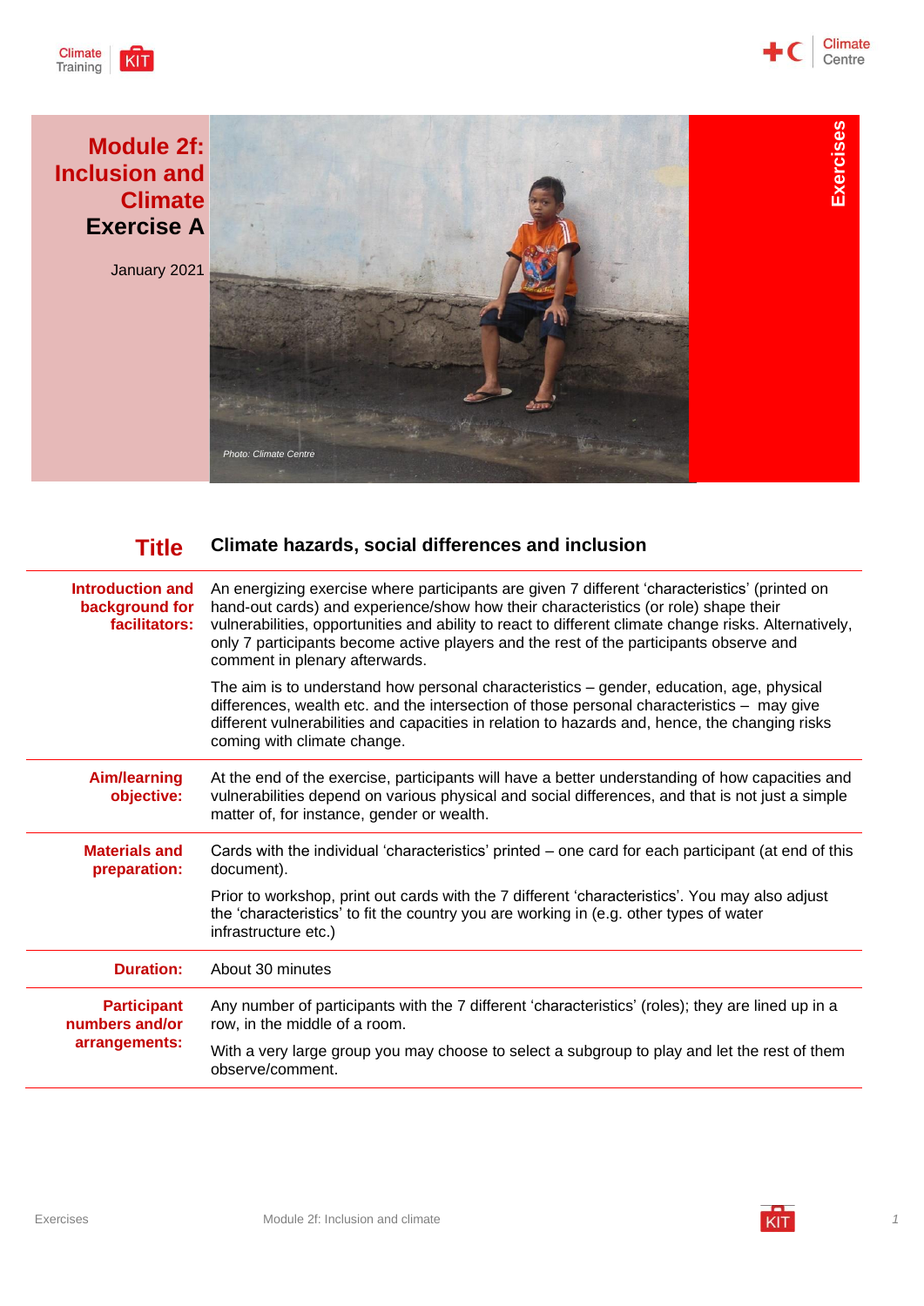# Module 2f: Inclusion and Climate
## Exercise A

January 2021

*Photo: Climate Centre*

Exercises

| Title | Climate hazards, social differences and inclusion |
| --- | --- |
| **Introduction and background for facilitators:** | An energizing exercise where participants are given 7 different 'characteristics' (printed on hand-out cards) and experience/show how their characteristics (or role) shape their vulnerabilities, opportunities and ability to react to different climate change risks. Alternatively, only 7 participants become active players and the rest of the participants observe and comment in plenary afterwards.<br><br>The aim is to understand how personal characteristics – gender, education, age, physical differences, wealth etc. and the intersection of those personal characteristics – may give different vulnerabilities and capacities in relation to hazards and, hence, the changing risks coming with climate change. |
| **Aim/learning objective:** | At the end of the exercise, participants will have a better understanding of how capacities and vulnerabilities depend on various physical and social differences, and that is not just a simple matter of, for instance, gender or wealth. |
| **Materials and preparation:** | Cards with the individual 'characteristics' printed – one card for each participant (at end of this document).<br><br>Prior to workshop, print out cards with the 7 different 'characteristics'. You may also adjust the 'characteristics' to fit the country you are working in (e.g. other types of water infrastructure etc.) |
| **Duration:** | About 30 minutes |
| **Participant numbers and/or arrangements:** | Any number of participants with the 7 different 'characteristics' (roles); they are lined up in a row, in the middle of a room.<br><br>With a very large group you may choose to select a subgroup to play and let the rest of them observe/comment. |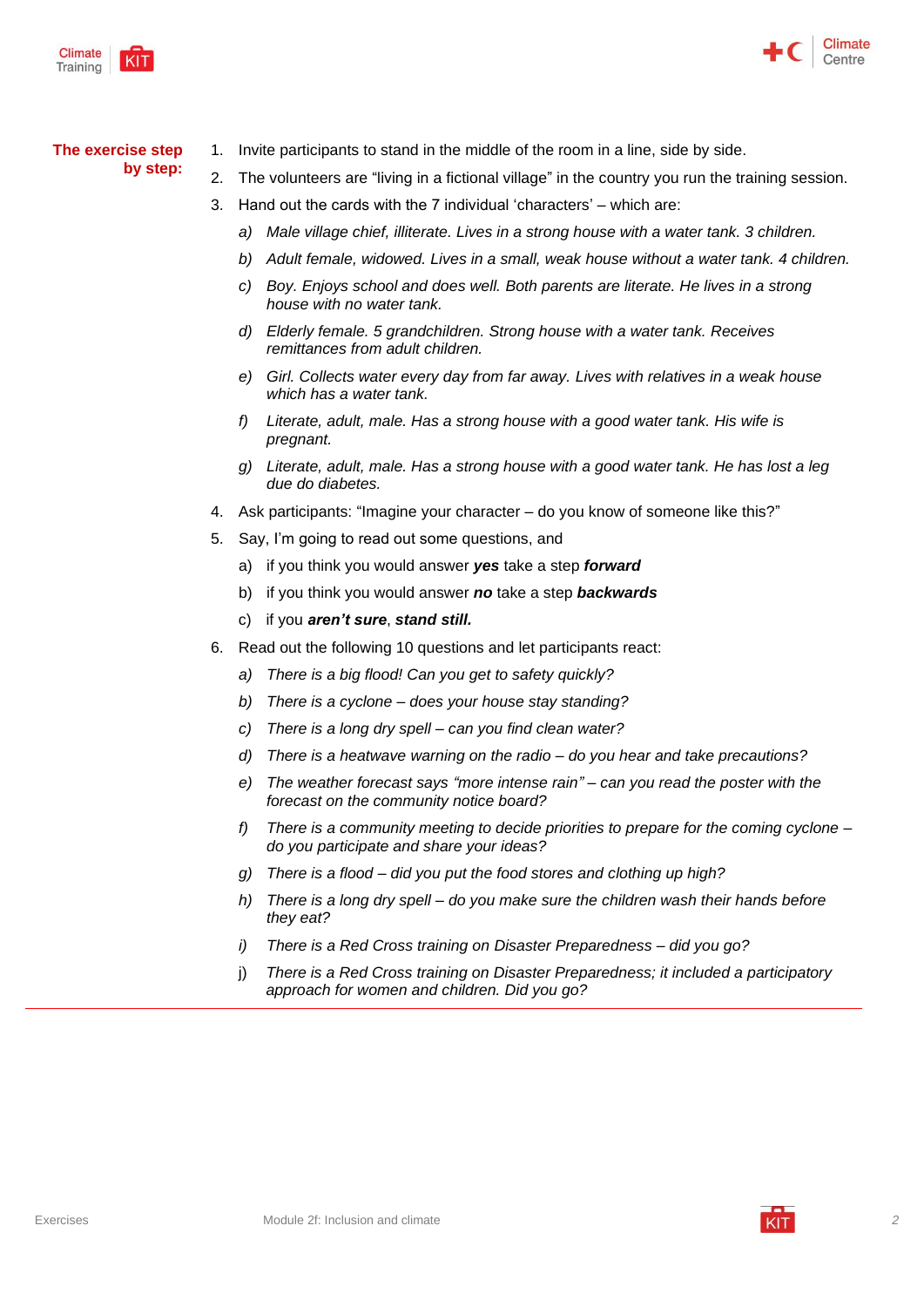**The exercise step by step:**

1. Invite participants to stand in the middle of the room in a line, side by side.
2. The volunteers are "living in a fictional village" in the country you run the training session.
3. Hand out the cards with the 7 individual 'characters' – which are:
   a) *Male village chief, illiterate. Lives in a strong house with a water tank. 3 children.*
   b) *Adult female, widowed. Lives in a small, weak house without a water tank. 4 children.*
   c) *Boy. Enjoys school and does well. Both parents are literate. He lives in a strong house with no water tank.*
   d) *Elderly female. 5 grandchildren. Strong house with a water tank. Receives remittances from adult children.*
   e) *Girl. Collects water every day from far away. Lives with relatives in a weak house which has a water tank.*
   f) *Literate, adult, male. Has a strong house with a good water tank. His wife is pregnant.*
   g) *Literate, adult, male. Has a strong house with a good water tank. He has lost a leg due do diabetes.*
4. Ask participants: "Imagine your character – do you know of someone like this?"
5. Say, I'm going to read out some questions, and
   a) if you think you would answer ***yes*** take a step ***forward***
   b) if you think you would answer ***no*** take a step ***backwards***
   c) if you ***aren't sure***, ***stand still.***
6. Read out the following 10 questions and let participants react:
   a) *There is a big flood! Can you get to safety quickly?*
   b) *There is a cyclone – does your house stay standing?*
   c) *There is a long dry spell – can you find clean water?*
   d) *There is a heatwave warning on the radio – do you hear and take precautions?*
   e) *The weather forecast says "more intense rain" – can you read the poster with the forecast on the community notice board?*
   f) *There is a community meeting to decide priorities to prepare for the coming cyclone – do you participate and share your ideas?*
   g) *There is a flood – did you put the food stores and clothing up high?*
   h) *There is a long dry spell – do you make sure the children wash their hands before they eat?*
   i) *There is a Red Cross training on Disaster Preparedness – did you go?*
   j) *There is a Red Cross training on Disaster Preparedness; it included a participatory approach for women and children. Did you go?*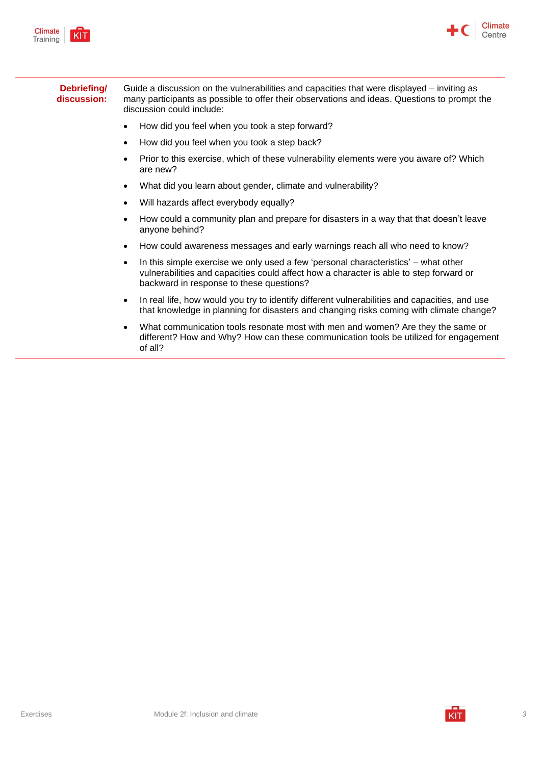**Debriefing/ discussion:**

Guide a discussion on the vulnerabilities and capacities that were displayed – inviting as many participants as possible to offer their observations and ideas. Questions to prompt the discussion could include:

- How did you feel when you took a step forward?
- How did you feel when you took a step back?
- Prior to this exercise, which of these vulnerability elements were you aware of? Which are new?
- What did you learn about gender, climate and vulnerability?
- Will hazards affect everybody equally?
- How could a community plan and prepare for disasters in a way that that doesn't leave anyone behind?
- How could awareness messages and early warnings reach all who need to know?
- In this simple exercise we only used a few 'personal characteristics' – what other vulnerabilities and capacities could affect how a character is able to step forward or backward in response to these questions?
- In real life, how would you try to identify different vulnerabilities and capacities, and use that knowledge in planning for disasters and changing risks coming with climate change?
- What communication tools resonate most with men and women? Are they the same or different? How and Why? How can these communication tools be utilized for engagement of all?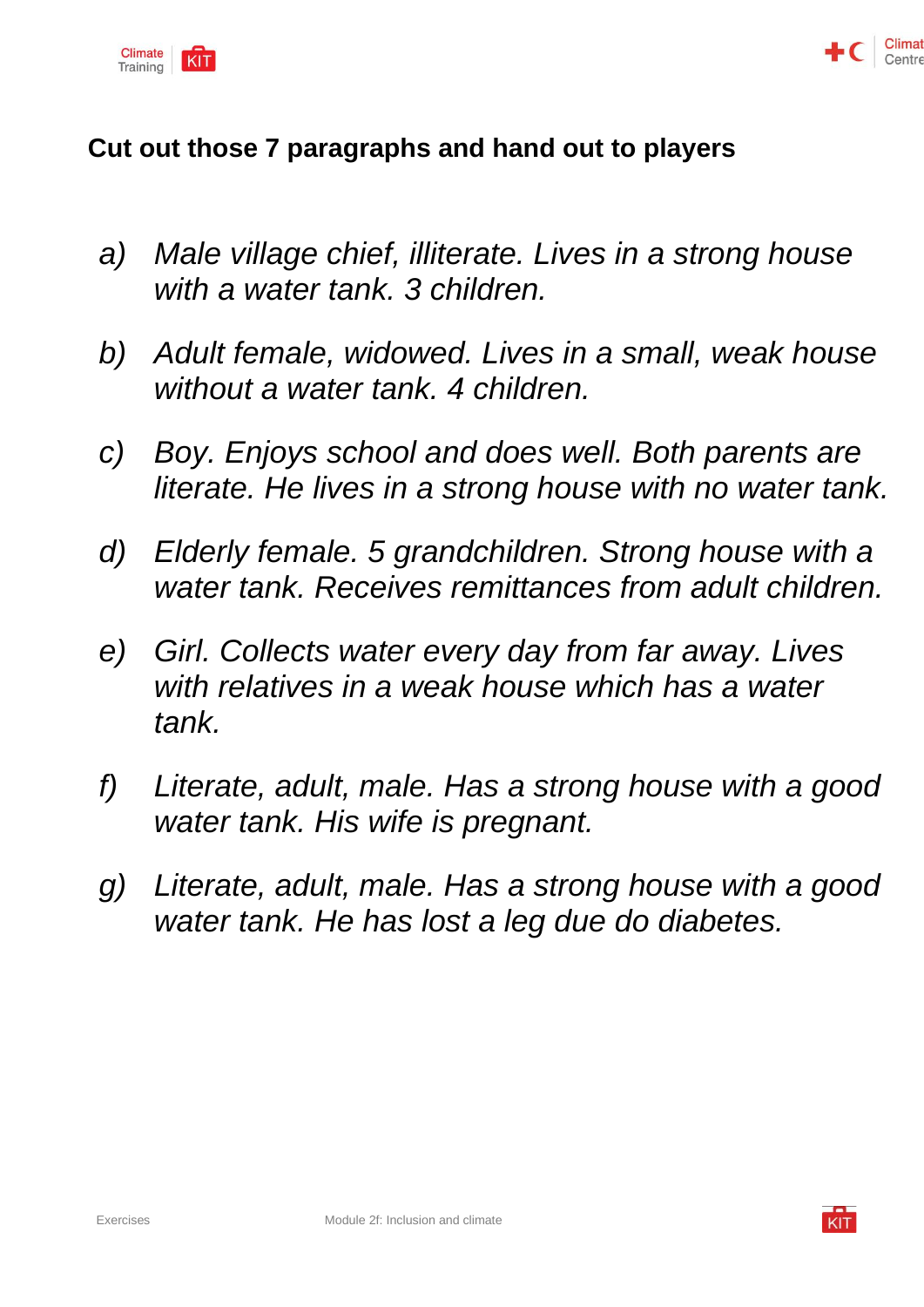**Cut out those 7 paragraphs and hand out to players**

a) *Male village chief, illiterate. Lives in a strong house with a water tank. 3 children.*

b) *Adult female, widowed. Lives in a small, weak house without a water tank. 4 children.*

c) *Boy. Enjoys school and does well. Both parents are literate. He lives in a strong house with no water tank.*

d) *Elderly female. 5 grandchildren. Strong house with a water tank. Receives remittances from adult children.*

e) *Girl. Collects water every day from far away. Lives with relatives in a weak house which has a water tank.*

f) *Literate, adult, male. Has a strong house with a good water tank. His wife is pregnant.*

g) *Literate, adult, male. Has a strong house with a good water tank. He has lost a leg due do diabetes.*